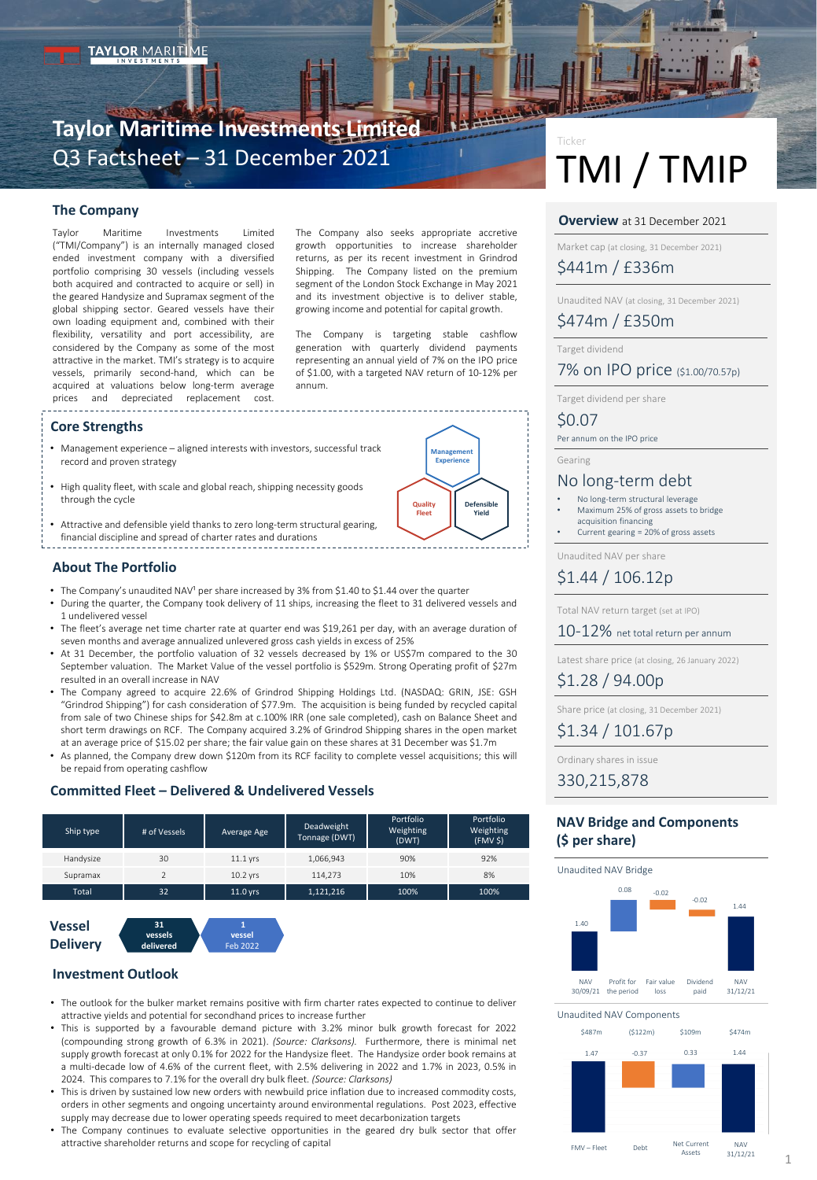# Taylor Maritime Investments Limited

## Q3 Factsheet – 31 December 2021

Ticker

# TMI / TMIP

## The Company

Taylor Maritime Investments Limited ("TMI/Company") is an internally managed closed ended investment company with a diversified portfolio comprising 30 vessels (including vessels both acquired and contracted to acquire or sell) in the geared Handysize and Supramax segment of the global shipping sector. Geared vessels have their own loading equipment and, combined with their flexibility, versatility and port accessibility, are considered by the Company as some of the most attractive in the market. TMI's strategy is to acquire vessels, primarily second-hand, which can be acquired at valuations below long-term average prices and depreciated replacement cost.

The Company also seeks appropriate accretive growth opportunities to increase shareholder returns, as per its recent investment in Grindrod Shipping. The Company listed on the premium segment of the London Stock Exchange in May 2021 and its investment objective is to deliver stable, growing income and potential for capital growth.

The Company is targeting stable cashflow generation with quarterly dividend payments representing an annual yield of 7% on the IPO price of $1.00, with a targeted NAV return of 10-12% per annum.

## Core Strengths

- Management experience – aligned interests with investors, successful track record and proven strategy
- High quality fleet, with scale and global reach, shipping necessity goods through the cycle
- Attractive and defensible yield thanks to zero long-term structural gearing, financial discipline and spread of charter rates and durations

Management Experience / Quality Fleet / Defensible Yield

## About The Portfolio

- The Company's unaudited NAV[1] per share increased by 3% from $1.40 to $1.44 over the quarter
- During the quarter, the Company took delivery of 11 ships, increasing the fleet to 31 delivered vessels and 1 undelivered vessel
- The fleet's average net time charter rate at quarter end was $19,261 per day, with an average duration of seven months and average annualized unlevered gross cash yields in excess of 25%
- At 31 December, the portfolio valuation of 32 vessels decreased by 1% or US$7m compared to the 30 September valuation. The Market Value of the vessel portfolio is $529m. Strong Operating profit of $27m resulted in an overall increase in NAV
- The Company agreed to acquire 22.6% of Grindrod Shipping Holdings Ltd. (NASDAQ: GRIN, JSE: GSH "Grindrod Shipping") for cash consideration of $77.9m. The acquisition is being funded by recycled capital from sale of two Chinese ships for $42.8m at c.100% IRR (one sale completed), cash on Balance Sheet and short term drawings on RCF. The Company acquired 3.2% of Grindrod Shipping shares in the open market at an average price of $15.02 per share; the fair value gain on these shares at 31 December was $1.7m
- As planned, the Company drew down $120m from its RCF facility to complete vessel acquisitions; this will be repaid from operating cashflow

## Committed Fleet – Delivered & Undelivered Vessels

| Ship type | # of Vessels | Average Age | Deadweight Tonnage (DWT) | Portfolio Weighting (DWT) | Portfolio Weighting (FMV $) |
|---|---|---|---|---|---|
| Handysize | 30 | 11.1 yrs | 1,066,943 | 90% | 92% |
| Supramax | 2 | 10.2 yrs | 114,273 | 10% | 8% |
| Total | 32 | 11.0 yrs | 1,121,216 | 100% | 100% |

**Vessel Delivery**

31 vessels delivered → 1 vessel Feb 2022

## Investment Outlook

- The outlook for the bulker market remains positive with firm charter rates expected to continue to deliver attractive yields and potential for secondhand prices to increase further
- This is supported by a favourable demand picture with 3.2% minor bulk growth forecast for 2022 (compounding strong growth of 6.3% in 2021). *(Source: Clarksons)*. Furthermore, there is minimal net supply growth forecast at only 0.1% for 2022 for the Handysize fleet. The Handysize order book remains at a multi-decade low of 4.6% of the current fleet, with 2.5% delivering in 2022 and 1.7% in 2023, 0.5% in 2024. This compares to 7.1% for the overall dry bulk fleet. *(Source: Clarksons)*
- This is driven by sustained low new orders with newbuild price inflation due to increased commodity costs, orders in other segments and ongoing uncertainty around environmental regulations. Post 2023, effective supply may decrease due to lower operating speeds required to meet decarbonization targets
- The Company continues to evaluate selective opportunities in the geared dry bulk sector that offer attractive shareholder returns and scope for recycling of capital

## Overview at 31 December 2021

Market cap (at closing, 31 December 2021)
**$441m / £336m**

Unaudited NAV (at closing, 31 December 2021)
**$474m / £350m**

Target dividend
**7% on IPO price** ($1.00/70.57p)

Target dividend per share
**$0.07**
Per annum on the IPO price

Gearing
**No long-term debt**
- No long-term structural leverage
- Maximum 25% of gross assets to bridge acquisition financing
- Current gearing = 20% of gross assets

Unaudited NAV per share
**$1.44 / 106.12p**

Total NAV return target (set at IPO)
**10-12%** net total return per annum

Latest share price (at closing, 26 January 2022)
**$1.28 / 94.00p**

Share price (at closing, 31 December 2021)
**$1.34 / 101.67p**

Ordinary shares in issue
**330,215,878**

## NAV Bridge and Components ($ per share)

Unaudited NAV Bridge

| NAV 30/09/21 | Profit for the period | Fair value loss | Dividend paid | NAV 31/12/21 |
|---|---|---|---|---|
| 1.40 | 0.08 | -0.02 | -0.02 | 1.44 |

Unaudited NAV Components

| | FMV – Fleet | Debt | Net Current Assets | NAV 31/12/21 |
|---|---|---|---|---|
| $ total | $487m | ($122m) | $109m | $474m |
| $ per share | 1.47 | -0.37 | 0.33 | 1.44 |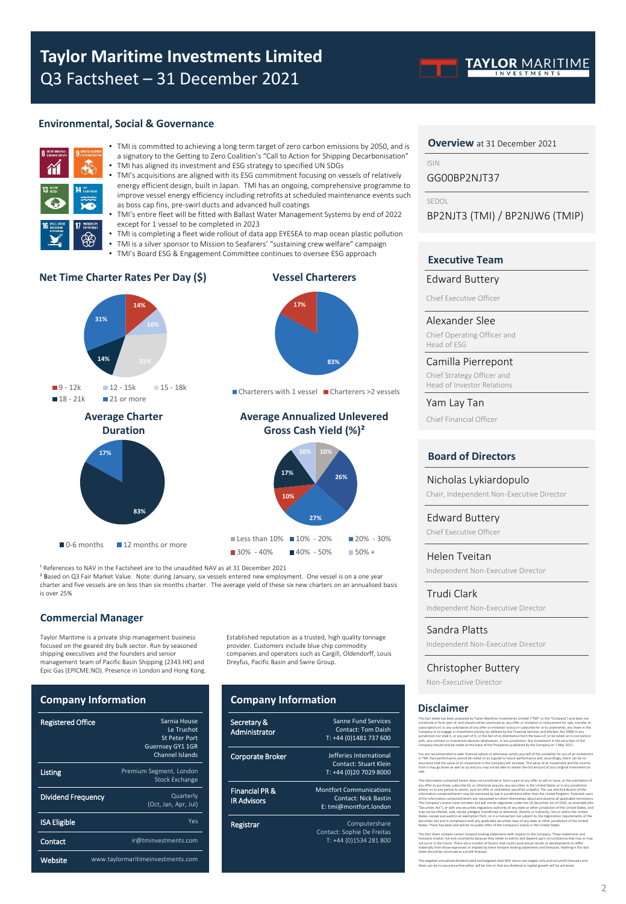# Taylor Maritime Investments Limited
## Q3 Factsheet – 31 December 2021

TAYLOR MARITIME INVESTMENTS

## Environmental, Social & Governance

- TMI is committed to achieving a long term target of zero carbon emissions by 2050, and is a signatory to the Getting to Zero Coalition's "Call to Action for Shipping Decarbonisation"
- TMI has aligned its investment and ESG strategy to specified UN SDGs
- TMI's acquisitions are aligned with its ESG commitment focusing on vessels of relatively energy efficient design, built in Japan. TMI has an ongoing, comprehensive programme to improve vessel energy efficiency including retrofits at scheduled maintenance events such as boss cap fins, pre-swirl ducts and advanced hull coatings
- TMI's entire fleet will be fitted with Ballast Water Management Systems by end of 2022 except for 1 vessel to be completed in 2023
- TMI is completing a fleet wide rollout of data app EYESEA to map ocean plastic pollution
- TMI is a silver sponsor to Mission to Seafarers' "sustaining crew welfare" campaign
- TMI's Board ESG & Engagement Committee continues to oversee ESG approach

### Net Time Charter Rates Per Day ($)

14%
10%
31%
14%
31%

9 - 12k
12 - 15k
15 - 18k
18 - 21k
21 or more

### Vessel Charterers

17%
83%

Charterers with 1 vessel
Charterers >2 vessels

### Average Charter Duration

17%
83%

0-6 months
12 months or more

### Average Annualized Unlevered Gross Cash Yield (%)[2]

10%
10%
26%
17%
10%
27%

Less than 10%
10% - 20%
20% - 30%
30% - 40%
40% - 50%
50% +

[1] References to NAV in the Factsheet are to the unaudited NAV as at 31 December 2021
[2] Based on Q3 Fair Market Value. Note: during January, six vessels entered new employment. One vessel is on a one year charter and five vessels are on less than six months charter. The average yield of these six new charters on an annualised basis is over 25%

## Commercial Manager

Taylor Maritime is a private ship management business focused on the geared dry bulk sector. Run by seasoned shipping executives and the founders and senior management team of Pacific Basin Shipping (2343.HK) and Epic Gas (EPICME:NO). Presence in London and Hong Kong.

Established reputation as a trusted, high quality tonnage provider. Customers include blue chip commodity companies and operators such as Cargill, Oldendorff, Louis Dreyfus, Pacific Basin and Swire Group.

## Company Information

| | |
|---|---|
| Registered Office | Sarnia House, Le Truchot, St Peter Port, Guernsey GY1 1GR, Channel Islands |
| Listing | Premium Segment, London Stock Exchange |
| Dividend Frequency | Quarterly (Oct, Jan, Apr, Jul) |
| ISA Eligible | Yes |
| Contact | ir@tminvestments.com |
| Website | www.taylormaritimeinvestments.com |

## Company Information

| | |
|---|---|
| Secretary & Administrator | Sanne Fund Services, Contact: Tom Daish, T: +44 (0)1481 737 600 |
| Corporate Broker | Jefferies International, Contact: Stuart Klein, T: +44 (0)20 7029 8000 |
| Financial PR & IR Advisors | Montfort Communications, Contact: Nick Bastin, E: tmi@montfort.london |
| Registrar | Computershare, Contact: Sophie De Freitas, T: +44 (0)1534 281 800 |

## Overview at 31 December 2021

ISIN
GG00BP2NJT37

SEDOL
BP2NJT3 (TMI) / BP2NJW6 (TMIP)

## Executive Team

**Edward Buttery**
Chief Executive Officer

**Alexander Slee**
Chief Operating Officer and Head of ESG

**Camilla Pierrepont**
Chief Strategy Officer and Head of Investor Relations

**Yam Lay Tan**
Chief Financial Officer

## Board of Directors

**Nicholas Lykiardopulo**
Chair, Independent Non-Executive Director

**Edward Buttery**
Chief Executive Officer

**Helen Tveitan**
Independent Non-Executive Director

**Trudi Clark**
Independent Non-Executive Director

**Sandra Platts**
Independent Non-Executive Director

**Christopher Buttery**
Non-Executive Director

## Disclaimer

This fact sheet has been prepared by Taylor Maritime Investments Limited ("TMI" or the "Company") and does not constitute or form part of, and should not be construed as, any offer or invitation or inducement for sale, transfer or subscription of, or any solicitation of any offer or invitation to buy or subscribe for or to underwrite, any share in the Company or to engage in investment activity (as defined by the Financial Services and Markets Act 2000) in any jurisdiction nor shall it, or any part of it, or the fact of its distribution form the basis of, or be relied on in connection with, any contract or investment decision whatsoever, in any jurisdiction. Any investment in the securities of the Company should only be made on the basis of the Prospectus published by the Company on 7 May 2021.

You are recommended to seek financial advice or otherwise satisfy yourself of the suitability for you of an investment in TMI. Past performance cannot be relied on as a guide to future performance and, accordingly, there can be no assurance that the value of an investment in the Company will increase. The value of an investment and the income from it may go down as well as up and you may not be able to realise the full amount of your original investment on sale.

The information contained herein does not constitute or form a part of any offer to sell or issue, or the solicitation of any offer to purchase, subscribe for or otherwise acquire, any securities in the United States or in any jurisdiction where, or to any person to whom, such an offer or solicitation would be unlawful. The use and distribution of the information contained herein may be restricted by law in jurisdictions other than the United Kingdom. Potential users of the information contained herein are requested to inform themselves about and observe all applicable restrictions. The Company's shares have not been and will not be registered under the US Securities Act of 1933, as amended (the "Securities Act"), or with any securities regulatory authority of any state or other jurisdiction of the United States, and may not be offered, sold, resold, pledged, transferred or delivered, directly or indirectly, into or within the United States, except pursuant to an exemption from, or in a transaction not subject to, the registration requirements of the Securities Act and in compliance with any applicable securities laws of any state or other jurisdiction of the United States. There has been and will be no public offer of the Company's shares in the United States.

This fact sheet contains certain forward looking statements with respect to the Company. These statements and forecasts involve risk and uncertainty because they relate to events and depend upon circumstances that may or may not occur in the future. There are a number of factors that could cause actual results or developments to differ materially from those expressed or implied by these forward-looking statements and forecasts. Nothing in this fact sheet should be construed as a profit forecast.

The targeted annualised dividend yield and targeted total NAV return are targets only and not profit forecasts and there can be no assurance that either will be met or that any dividend or capital growth will be achieved.